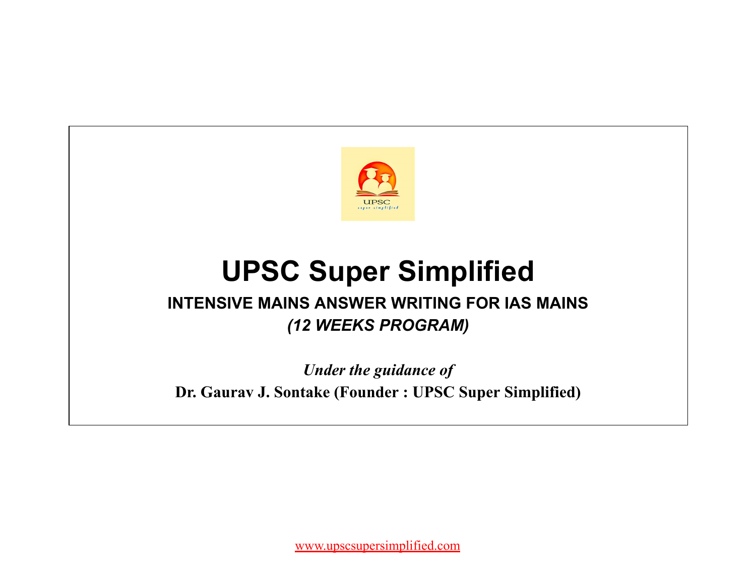# UPSC Super Simplified

## INTENSIVE MAINS ANSWER WRITING FOR IAS MAINS

***(12 WEEKS PROGRAM)***

*Under the guidance of*

**Dr. Gaurav J. Sontake (Founder : UPSC Super Simplified)**

www.upscsupersimplified.com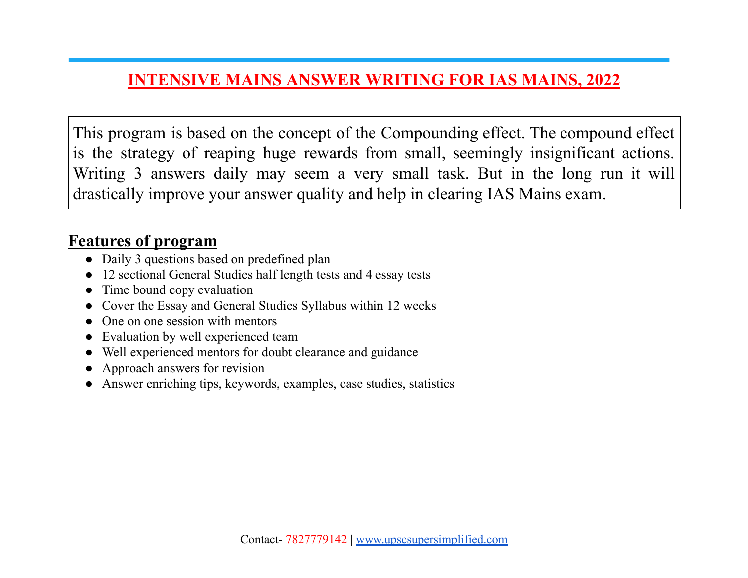# INTENSIVE MAINS ANSWER WRITING FOR IAS MAINS, 2022

This program is based on the concept of the Compounding effect. The compound effect is the strategy of reaping huge rewards from small, seemingly insignificant actions. Writing 3 answers daily may seem a very small task. But in the long run it will drastically improve your answer quality and help in clearing IAS Mains exam.

## Features of program

- Daily 3 questions based on predefined plan
- 12 sectional General Studies half length tests and 4 essay tests
- Time bound copy evaluation
- Cover the Essay and General Studies Syllabus within 12 weeks
- One on one session with mentors
- Evaluation by well experienced team
- Well experienced mentors for doubt clearance and guidance
- Approach answers for revision
- Answer enriching tips, keywords, examples, case studies, statistics

Contact- 7827779142 | www.upscsupersimplified.com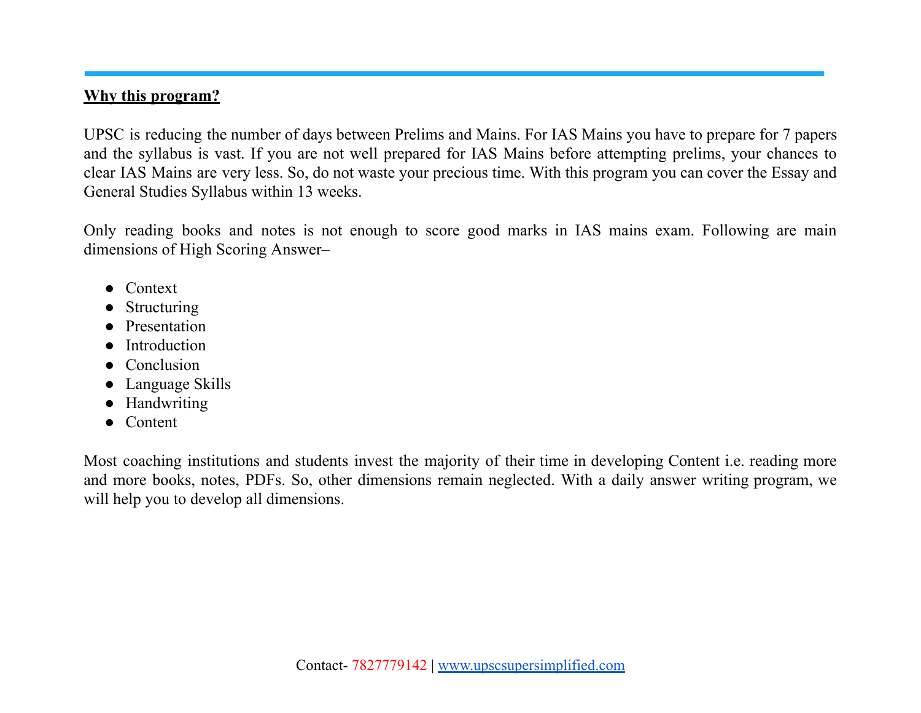**Why this program?**

UPSC is reducing the number of days between Prelims and Mains. For IAS Mains you have to prepare for 7 papers and the syllabus is vast. If you are not well prepared for IAS Mains before attempting prelims, your chances to clear IAS Mains are very less. So, do not waste your precious time. With this program you can cover the Essay and General Studies Syllabus within 13 weeks.

Only reading books and notes is not enough to score good marks in IAS mains exam. Following are main dimensions of High Scoring Answer–

- Context
- Structuring
- Presentation
- Introduction
- Conclusion
- Language Skills
- Handwriting
- Content

Most coaching institutions and students invest the majority of their time in developing Content i.e. reading more and more books, notes, PDFs. So, other dimensions remain neglected. With a daily answer writing program, we will help you to develop all dimensions.

Contact- 7827779142 | [www.upscsupersimplified.com](http://www.upscsupersimplified.com)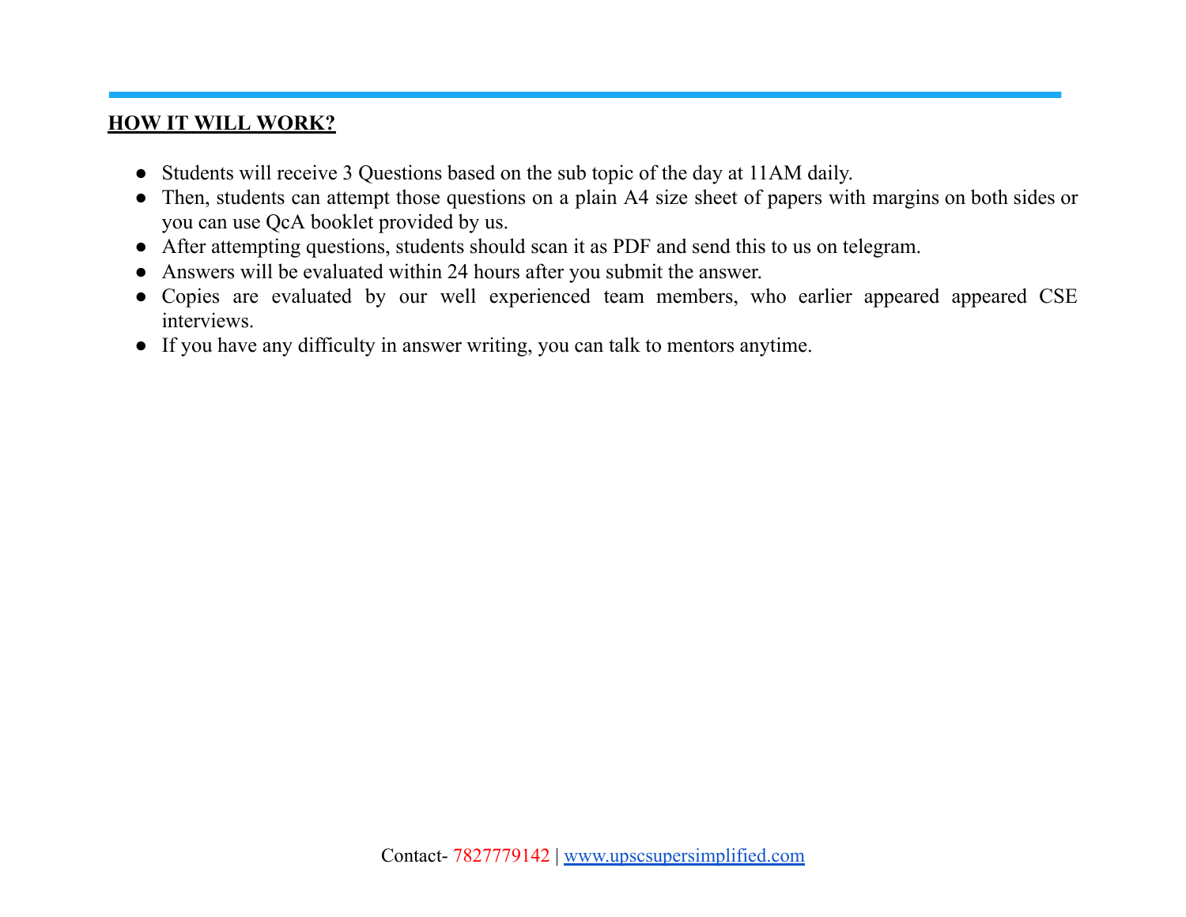## HOW IT WILL WORK?

- Students will receive 3 Questions based on the sub topic of the day at 11AM daily.
- Then, students can attempt those questions on a plain A4 size sheet of papers with margins on both sides or you can use QcA booklet provided by us.
- After attempting questions, students should scan it as PDF and send this to us on telegram.
- Answers will be evaluated within 24 hours after you submit the answer.
- Copies are evaluated by our well experienced team members, who earlier appeared appeared CSE interviews.
- If you have any difficulty in answer writing, you can talk to mentors anytime.

Contact- 7827779142 | [www.upscsupersimplified.com](http://www.upscsupersimplified.com)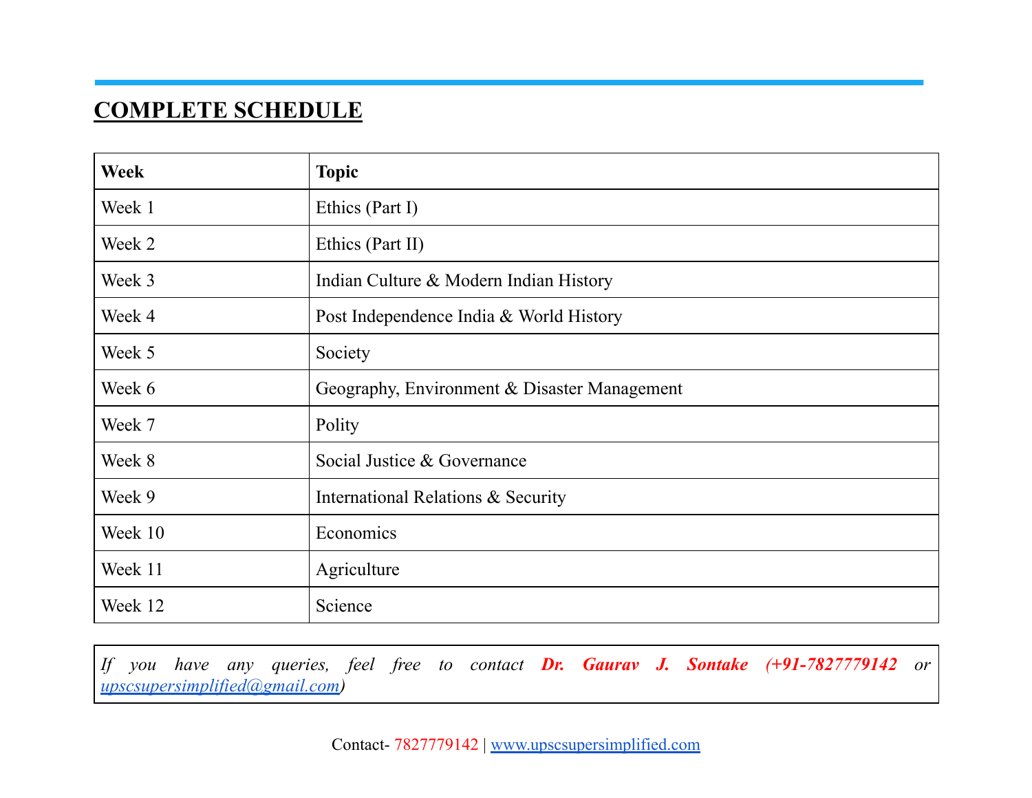## **COMPLETE SCHEDULE**

| **Week** | **Topic** |
|---|---|
| Week 1 | Ethics (Part I) |
| Week 2 | Ethics (Part II) |
| Week 3 | Indian Culture & Modern Indian History |
| Week 4 | Post Independence India & World History |
| Week 5 | Society |
| Week 6 | Geography, Environment & Disaster Management |
| Week 7 | Polity |
| Week 8 | Social Justice & Governance |
| Week 9 | International Relations & Security |
| Week 10 | Economics |
| Week 11 | Agriculture |
| Week 12 | Science |

*If you have any queries, feel free to contact* ***Dr. Gaurav J. Sontake (+91-7827779142*** *or [upscsupersimplified@gmail.com](mailto:upscsupersimplified@gmail.com))*

Contact- 7827779142 | [www.upscsupersimplified.com](http://www.upscsupersimplified.com)